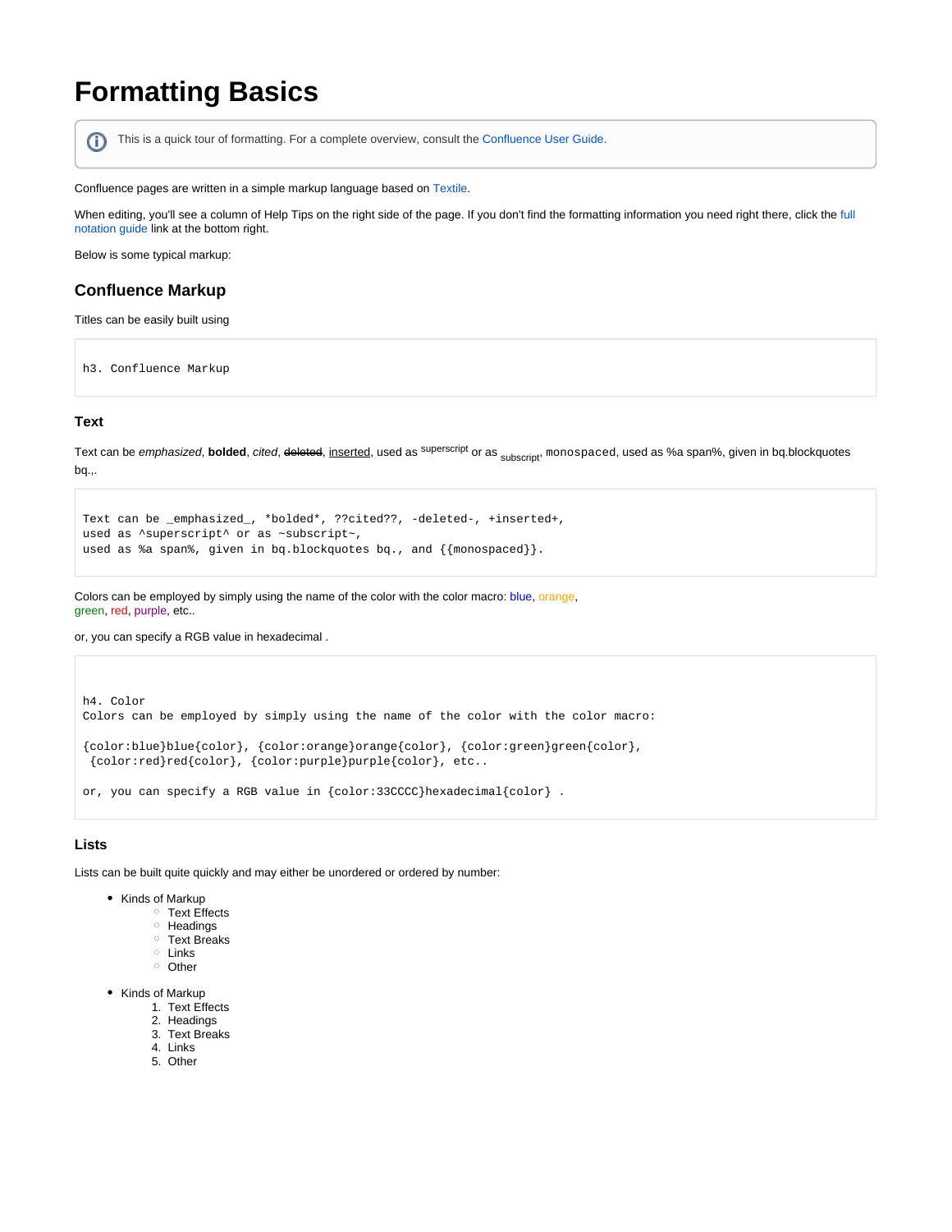# Formatting Basics

> This is a quick tour of formatting. For a complete overview, consult the Confluence User Guide.

Confluence pages are written in a simple markup language based on Textile.

When editing, you'll see a column of Help Tips on the right side of the page. If you don't find the formatting information you need right there, click the full notation guide link at the bottom right.

Below is some typical markup:

### Confluence Markup

Titles can be easily built using

```
h3. Confluence Markup
```

#### Text

Text can be *emphasized*, **bolded**, *cited*, ~~deleted~~, <u>inserted</u>, used as superscript or as subscript, `monospaced`, used as %a span%, given in bq.blockquotes bq.,.

```
Text can be _emphasized_, *bolded*, ??cited??, -deleted-, +inserted+,
used as ^superscript^ or as ~subscript~,
used as %a span%, given in bq.blockquotes bq., and {{monospaced}}.
```

Colors can be employed by simply using the name of the color with the color macro: blue, orange, green, red, purple, etc..

or, you can specify a RGB value in hexadecimal .

```
h4. Color
Colors can be employed by simply using the name of the color with the color macro:

{color:blue}blue{color}, {color:orange}orange{color}, {color:green}green{color},
 {color:red}red{color}, {color:purple}purple{color}, etc..

or, you can specify a RGB value in {color:33CCCC}hexadecimal{color} .
```

#### Lists

Lists can be built quite quickly and may either be unordered or ordered by number:

- Kinds of Markup
    - Text Effects
    - Headings
    - Text Breaks
    - Links
    - Other

- Kinds of Markup
    1. Text Effects
    2. Headings
    3. Text Breaks
    4. Links
    5. Other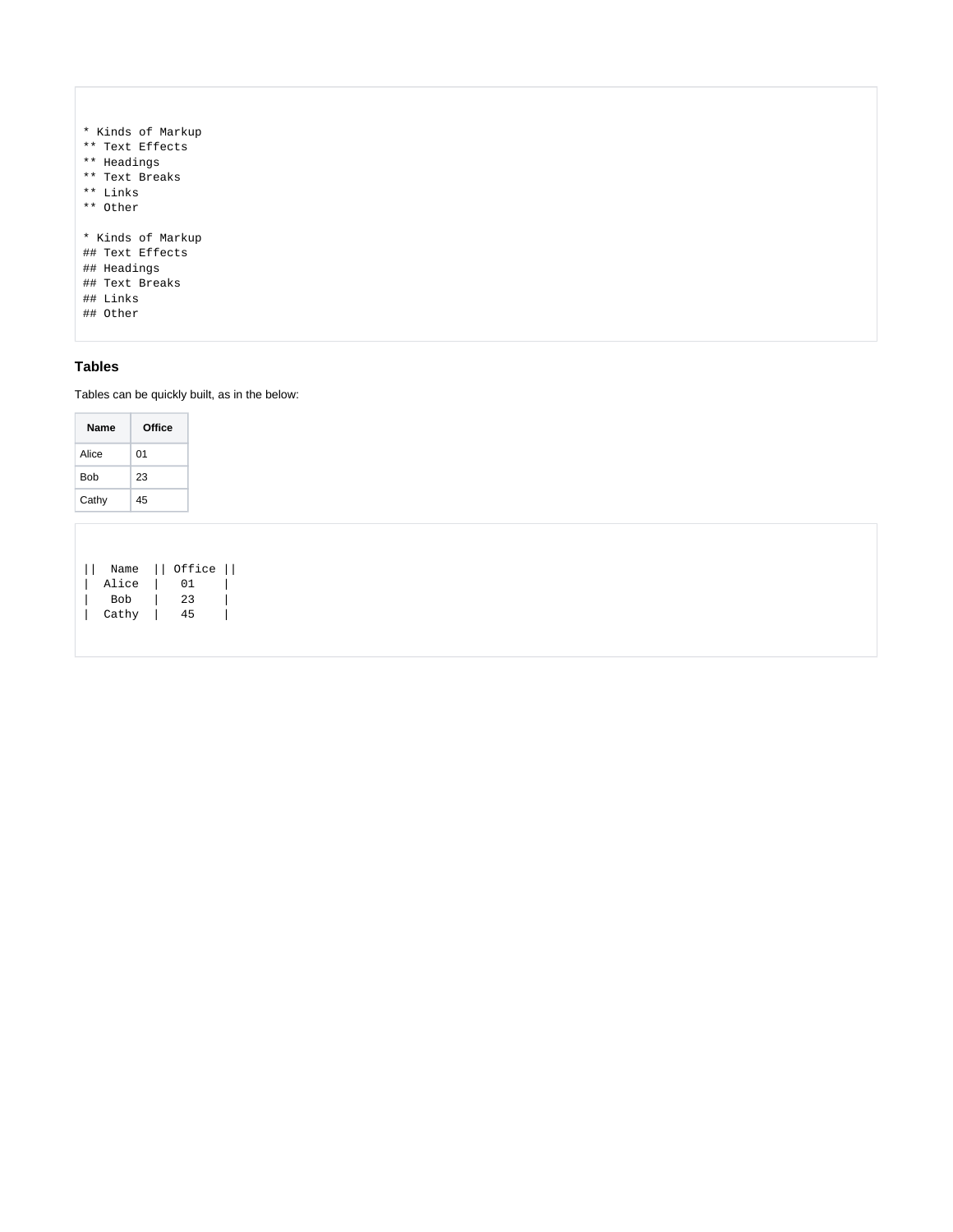```
* Kinds of Markup
** Text Effects
** Headings
** Text Breaks
** Links
** Other

* Kinds of Markup
## Text Effects
## Headings
## Text Breaks
## Links
## Other
```

### Tables

Tables can be quickly built, as in the below:

| Name | Office |
| --- | --- |
| Alice | 01 |
| Bob | 23 |
| Cathy | 45 |

```
||  Name  || Office ||
|  Alice  |   01    |
|   Bob   |   23    |
|  Cathy  |   45    |
```